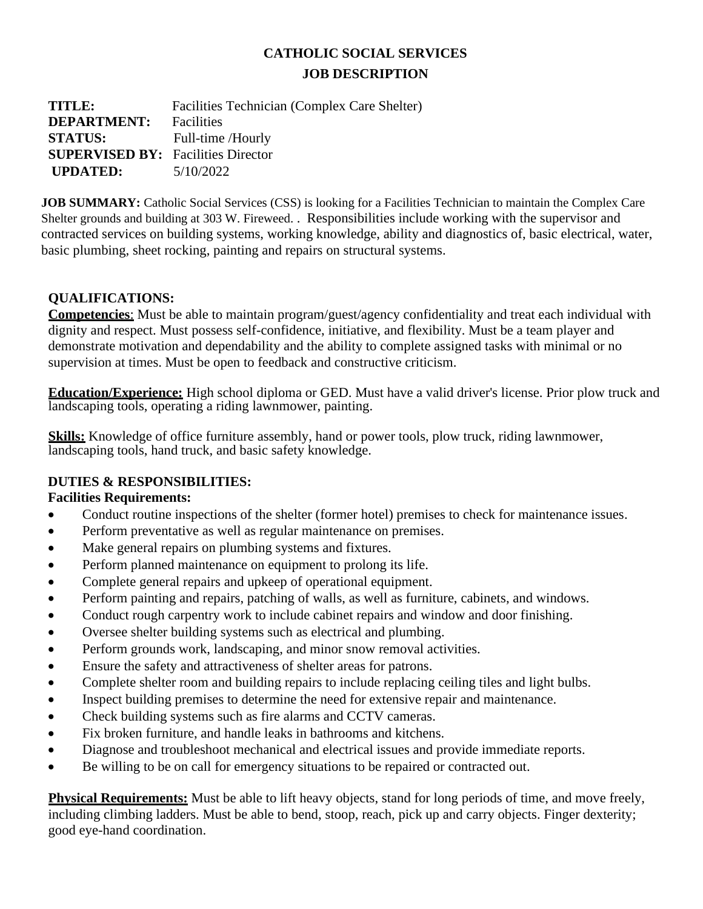# CATHOLIC SOCIAL SERVICES
## JOB DESCRIPTION

**TITLE:** Facilities Technician (Complex Care Shelter)
**DEPARTMENT:** Facilities
**STATUS:** Full-time /Hourly
**SUPERVISED BY:** Facilities Director
**UPDATED:** 5/10/2022

**JOB SUMMARY:** Catholic Social Services (CSS) is looking for a Facilities Technician to maintain the Complex Care Shelter grounds and building at 303 W. Fireweed. . Responsibilities include working with the supervisor and contracted services on building systems, working knowledge, ability and diagnostics of, basic electrical, water, basic plumbing, sheet rocking, painting and repairs on structural systems.

### QUALIFICATIONS:

**Competencies**: Must be able to maintain program/guest/agency confidentiality and treat each individual with dignity and respect. Must possess self-confidence, initiative, and flexibility. Must be a team player and demonstrate motivation and dependability and the ability to complete assigned tasks with minimal or no supervision at times. Must be open to feedback and constructive criticism.

**Education/Experience:** High school diploma or GED. Must have a valid driver's license. Prior plow truck and landscaping tools, operating a riding lawnmower, painting.

**Skills:** Knowledge of office furniture assembly, hand or power tools, plow truck, riding lawnmower, landscaping tools, hand truck, and basic safety knowledge.

### DUTIES & RESPONSIBILITIES:

**Facilities Requirements:**

- Conduct routine inspections of the shelter (former hotel) premises to check for maintenance issues.
- Perform preventative as well as regular maintenance on premises.
- Make general repairs on plumbing systems and fixtures.
- Perform planned maintenance on equipment to prolong its life.
- Complete general repairs and upkeep of operational equipment.
- Perform painting and repairs, patching of walls, as well as furniture, cabinets, and windows.
- Conduct rough carpentry work to include cabinet repairs and window and door finishing.
- Oversee shelter building systems such as electrical and plumbing.
- Perform grounds work, landscaping, and minor snow removal activities.
- Ensure the safety and attractiveness of shelter areas for patrons.
- Complete shelter room and building repairs to include replacing ceiling tiles and light bulbs.
- Inspect building premises to determine the need for extensive repair and maintenance.
- Check building systems such as fire alarms and CCTV cameras.
- Fix broken furniture, and handle leaks in bathrooms and kitchens.
- Diagnose and troubleshoot mechanical and electrical issues and provide immediate reports.
- Be willing to be on call for emergency situations to be repaired or contracted out.

**Physical Requirements:** Must be able to lift heavy objects, stand for long periods of time, and move freely, including climbing ladders. Must be able to bend, stoop, reach, pick up and carry objects. Finger dexterity; good eye-hand coordination.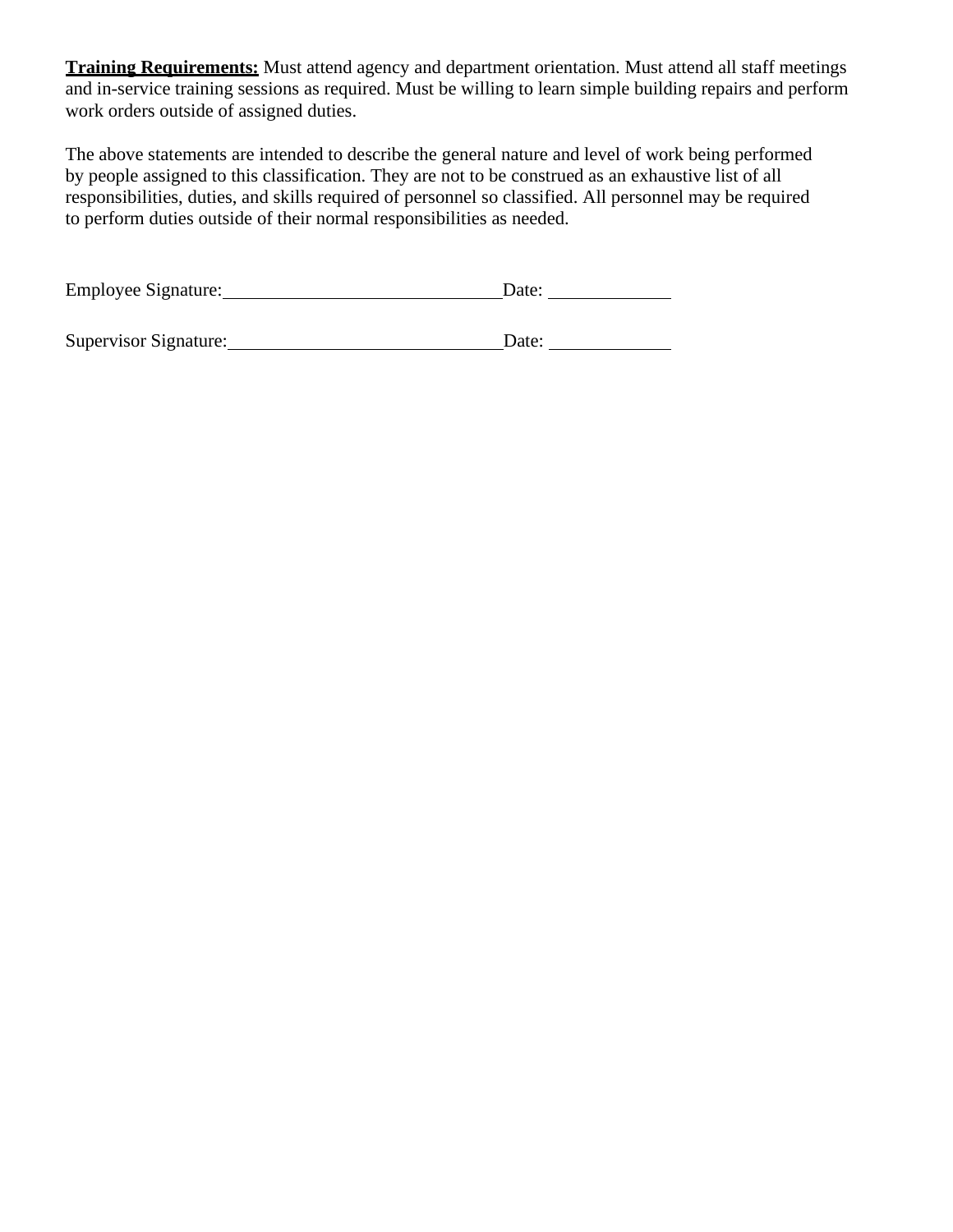**Training Requirements:** Must attend agency and department orientation. Must attend all staff meetings and in-service training sessions as required. Must be willing to learn simple building repairs and perform work orders outside of assigned duties.

The above statements are intended to describe the general nature and level of work being performed by people assigned to this classification. They are not to be construed as an exhaustive list of all responsibilities, duties, and skills required of personnel so classified. All personnel may be required to perform duties outside of their normal responsibilities as needed.

Employee Signature:______________________________Date: _____________

Supervisor Signature:_____________________________Date: _____________